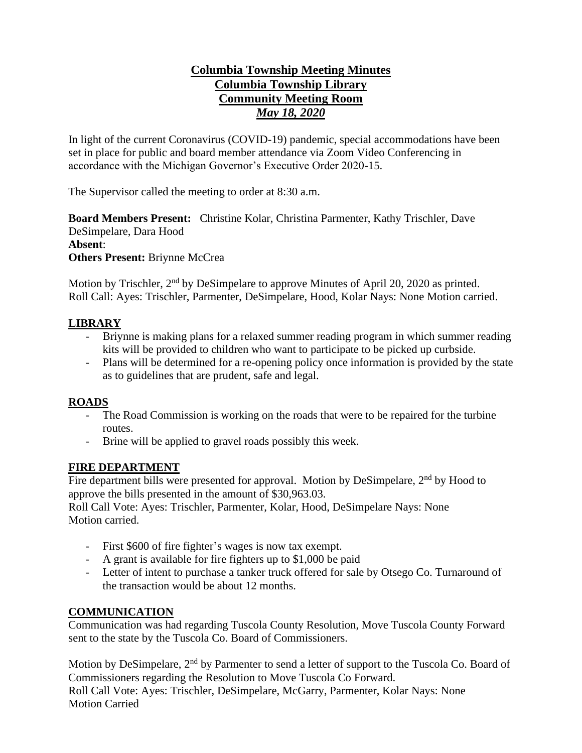# Columbia Township Meeting Minutes
## Columbia Township Library
## Community Meeting Room
### *May 18, 2020*

In light of the current Coronavirus (COVID-19) pandemic, special accommodations have been set in place for public and board member attendance via Zoom Video Conferencing in accordance with the Michigan Governor's Executive Order 2020-15.

The Supervisor called the meeting to order at 8:30 a.m.

**Board Members Present:** Christine Kolar, Christina Parmenter, Kathy Trischler, Dave DeSimpelare, Dara Hood
**Absent**:
**Others Present:** Briynne McCrea

Motion by Trischler, 2nd by DeSimpelare to approve Minutes of April 20, 2020 as printed.
Roll Call: Ayes: Trischler, Parmenter, DeSimpelare, Hood, Kolar Nays: None Motion carried.

## LIBRARY

- Briynne is making plans for a relaxed summer reading program in which summer reading kits will be provided to children who want to participate to be picked up curbside.
- Plans will be determined for a re-opening policy once information is provided by the state as to guidelines that are prudent, safe and legal.

## ROADS

- The Road Commission is working on the roads that were to be repaired for the turbine routes.
- Brine will be applied to gravel roads possibly this week.

## FIRE DEPARTMENT

Fire department bills were presented for approval. Motion by DeSimpelare, 2nd by Hood to approve the bills presented in the amount of $30,963.03.
Roll Call Vote: Ayes: Trischler, Parmenter, Kolar, Hood, DeSimpelare Nays: None
Motion carried.

- First $600 of fire fighter's wages is now tax exempt.
- A grant is available for fire fighters up to $1,000 be paid
- Letter of intent to purchase a tanker truck offered for sale by Otsego Co. Turnaround of the transaction would be about 12 months.

## COMMUNICATION

Communication was had regarding Tuscola County Resolution, Move Tuscola County Forward sent to the state by the Tuscola Co. Board of Commissioners.

Motion by DeSimpelare, 2nd by Parmenter to send a letter of support to the Tuscola Co. Board of Commissioners regarding the Resolution to Move Tuscola Co Forward.
Roll Call Vote: Ayes: Trischler, DeSimpelare, McGarry, Parmenter, Kolar Nays: None
Motion Carried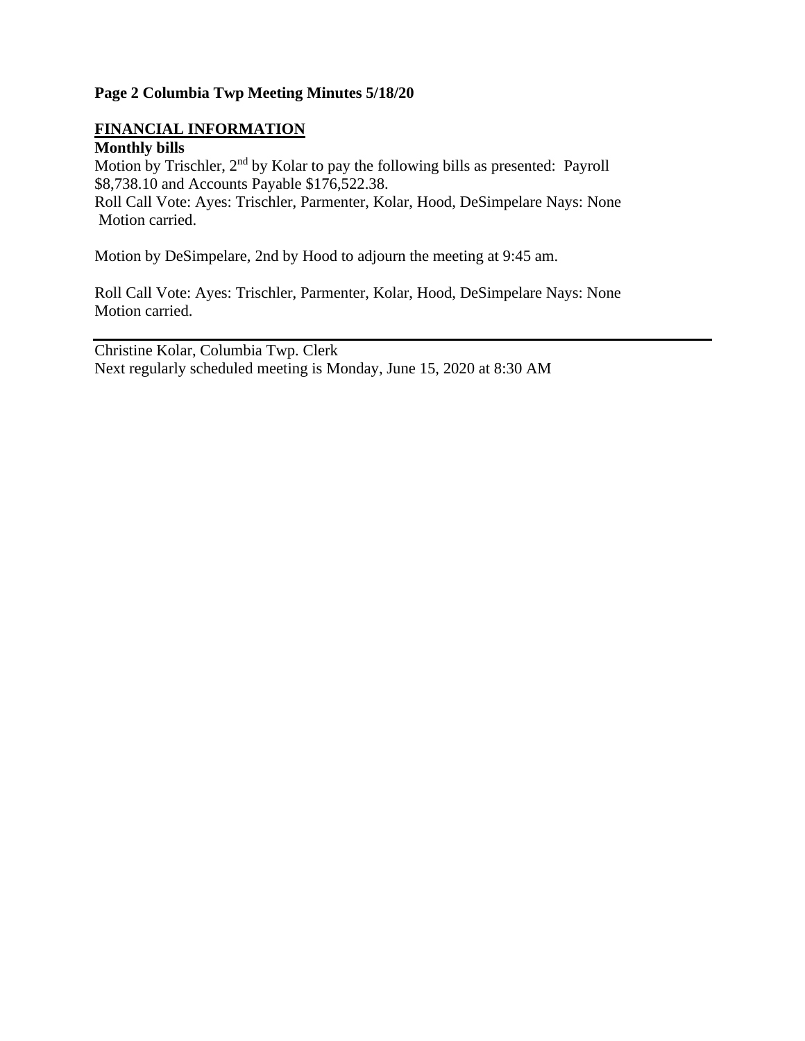**Page 2 Columbia Twp Meeting Minutes 5/18/20**

## FINANCIAL INFORMATION

**Monthly bills**

Motion by Trischler, 2nd by Kolar to pay the following bills as presented: Payroll $8,738.10 and Accounts Payable $176,522.38.
Roll Call Vote: Ayes: Trischler, Parmenter, Kolar, Hood, DeSimpelare Nays: None
Motion carried.

Motion by DeSimpelare, 2nd by Hood to adjourn the meeting at 9:45 am.

Roll Call Vote: Ayes: Trischler, Parmenter, Kolar, Hood, DeSimpelare Nays: None
Motion carried.

---

Christine Kolar, Columbia Twp. Clerk
Next regularly scheduled meeting is Monday, June 15, 2020 at 8:30 AM